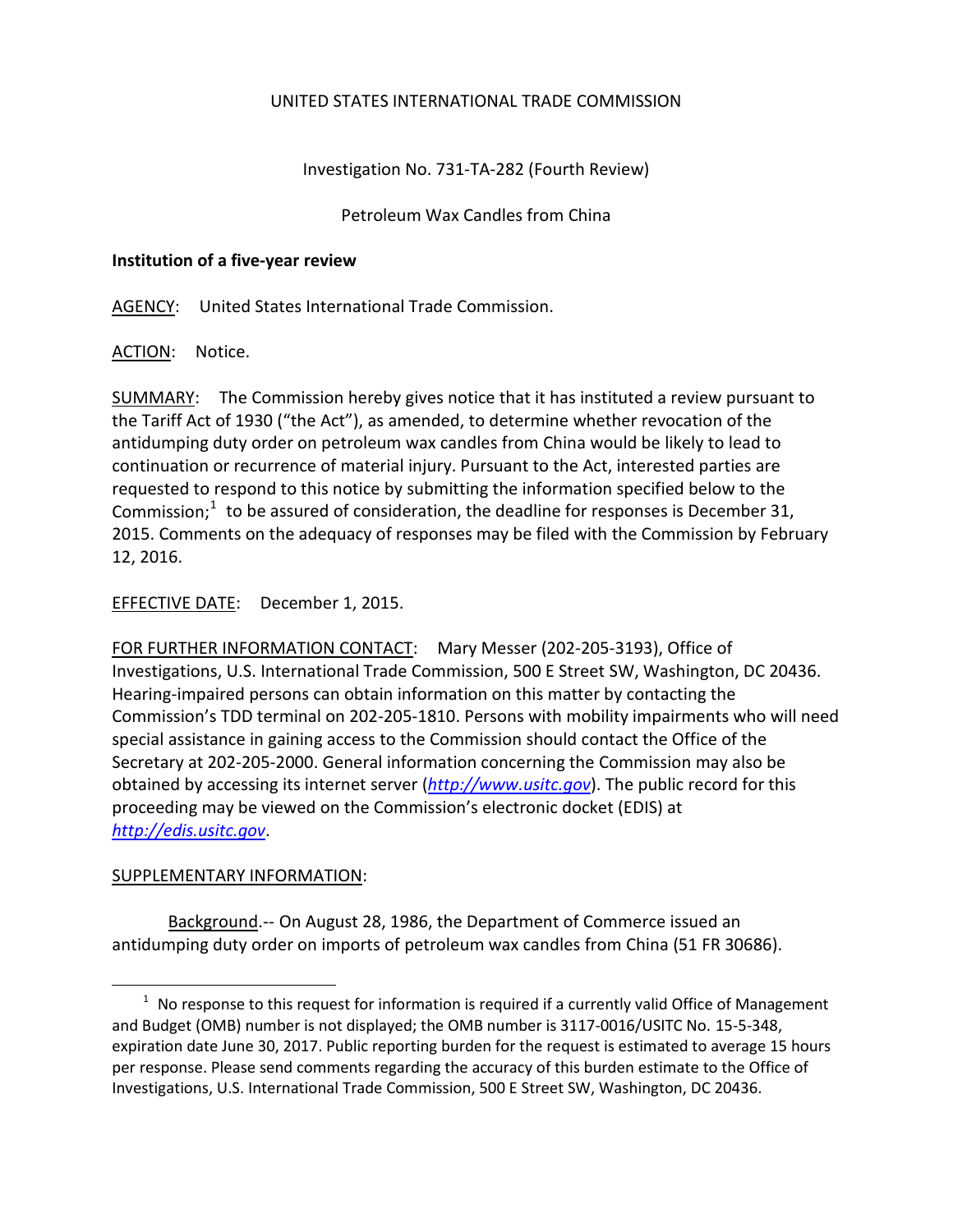UNITED STATES INTERNATIONAL TRADE COMMISSION

Investigation No. 731-TA-282 (Fourth Review)

Petroleum Wax Candles from China

**Institution of a five-year review**

AGENCY: United States International Trade Commission.

ACTION: Notice.

SUMMARY: The Commission hereby gives notice that it has instituted a review pursuant to the Tariff Act of 1930 ("the Act"), as amended, to determine whether revocation of the antidumping duty order on petroleum wax candles from China would be likely to lead to continuation or recurrence of material injury. Pursuant to the Act, interested parties are requested to respond to this notice by submitting the information specified below to the Commission;[1] to be assured of consideration, the deadline for responses is December 31, 2015. Comments on the adequacy of responses may be filed with the Commission by February 12, 2016.

EFFECTIVE DATE: December 1, 2015.

FOR FURTHER INFORMATION CONTACT: Mary Messer (202-205-3193), Office of Investigations, U.S. International Trade Commission, 500 E Street SW, Washington, DC 20436. Hearing-impaired persons can obtain information on this matter by contacting the Commission's TDD terminal on 202-205-1810. Persons with mobility impairments who will need special assistance in gaining access to the Commission should contact the Office of the Secretary at 202-205-2000. General information concerning the Commission may also be obtained by accessing its internet server (*http://www.usitc.gov*). The public record for this proceeding may be viewed on the Commission's electronic docket (EDIS) at *http://edis.usitc.gov*.

SUPPLEMENTARY INFORMATION:

Background.-- On August 28, 1986, the Department of Commerce issued an antidumping duty order on imports of petroleum wax candles from China (51 FR 30686).

[1] No response to this request for information is required if a currently valid Office of Management and Budget (OMB) number is not displayed; the OMB number is 3117-0016/USITC No. 15-5-348, expiration date June 30, 2017. Public reporting burden for the request is estimated to average 15 hours per response. Please send comments regarding the accuracy of this burden estimate to the Office of Investigations, U.S. International Trade Commission, 500 E Street SW, Washington, DC 20436.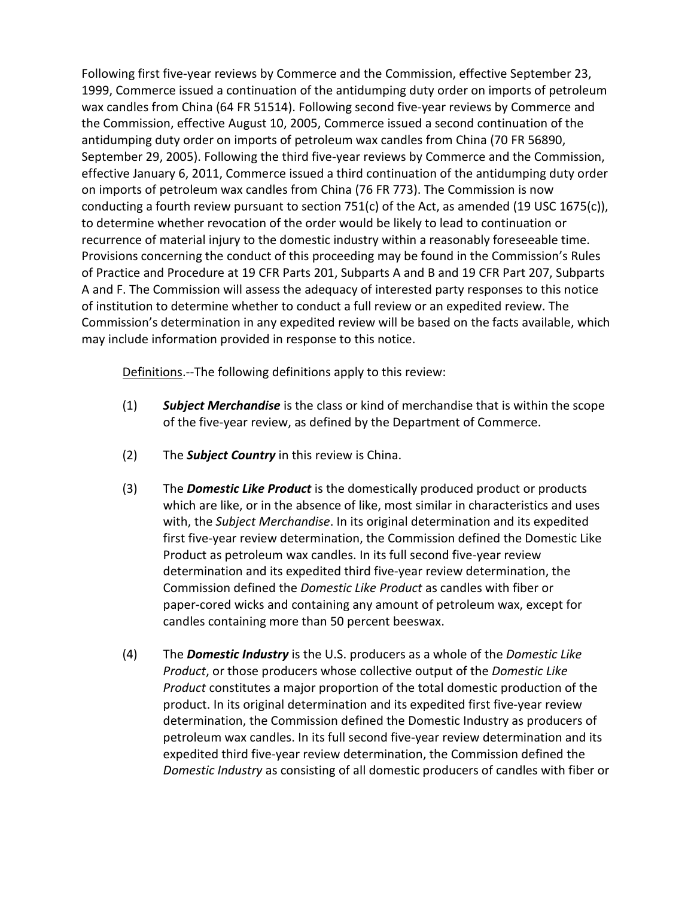Following first five-year reviews by Commerce and the Commission, effective September 23, 1999, Commerce issued a continuation of the antidumping duty order on imports of petroleum wax candles from China (64 FR 51514). Following second five-year reviews by Commerce and the Commission, effective August 10, 2005, Commerce issued a second continuation of the antidumping duty order on imports of petroleum wax candles from China (70 FR 56890, September 29, 2005). Following the third five-year reviews by Commerce and the Commission, effective January 6, 2011, Commerce issued a third continuation of the antidumping duty order on imports of petroleum wax candles from China (76 FR 773). The Commission is now conducting a fourth review pursuant to section 751(c) of the Act, as amended (19 USC 1675(c)), to determine whether revocation of the order would be likely to lead to continuation or recurrence of material injury to the domestic industry within a reasonably foreseeable time. Provisions concerning the conduct of this proceeding may be found in the Commission's Rules of Practice and Procedure at 19 CFR Parts 201, Subparts A and B and 19 CFR Part 207, Subparts A and F. The Commission will assess the adequacy of interested party responses to this notice of institution to determine whether to conduct a full review or an expedited review. The Commission's determination in any expedited review will be based on the facts available, which may include information provided in response to this notice.

Definitions.--The following definitions apply to this review:

(1) ***Subject Merchandise*** is the class or kind of merchandise that is within the scope of the five-year review, as defined by the Department of Commerce.

(2) The ***Subject Country*** in this review is China.

(3) The ***Domestic Like Product*** is the domestically produced product or products which are like, or in the absence of like, most similar in characteristics and uses with, the *Subject Merchandise*. In its original determination and its expedited first five-year review determination, the Commission defined the Domestic Like Product as petroleum wax candles. In its full second five-year review determination and its expedited third five-year review determination, the Commission defined the *Domestic Like Product* as candles with fiber or paper-cored wicks and containing any amount of petroleum wax, except for candles containing more than 50 percent beeswax.

(4) The ***Domestic Industry*** is the U.S. producers as a whole of the *Domestic Like Product*, or those producers whose collective output of the *Domestic Like Product* constitutes a major proportion of the total domestic production of the product. In its original determination and its expedited first five-year review determination, the Commission defined the Domestic Industry as producers of petroleum wax candles. In its full second five-year review determination and its expedited third five-year review determination, the Commission defined the *Domestic Industry* as consisting of all domestic producers of candles with fiber or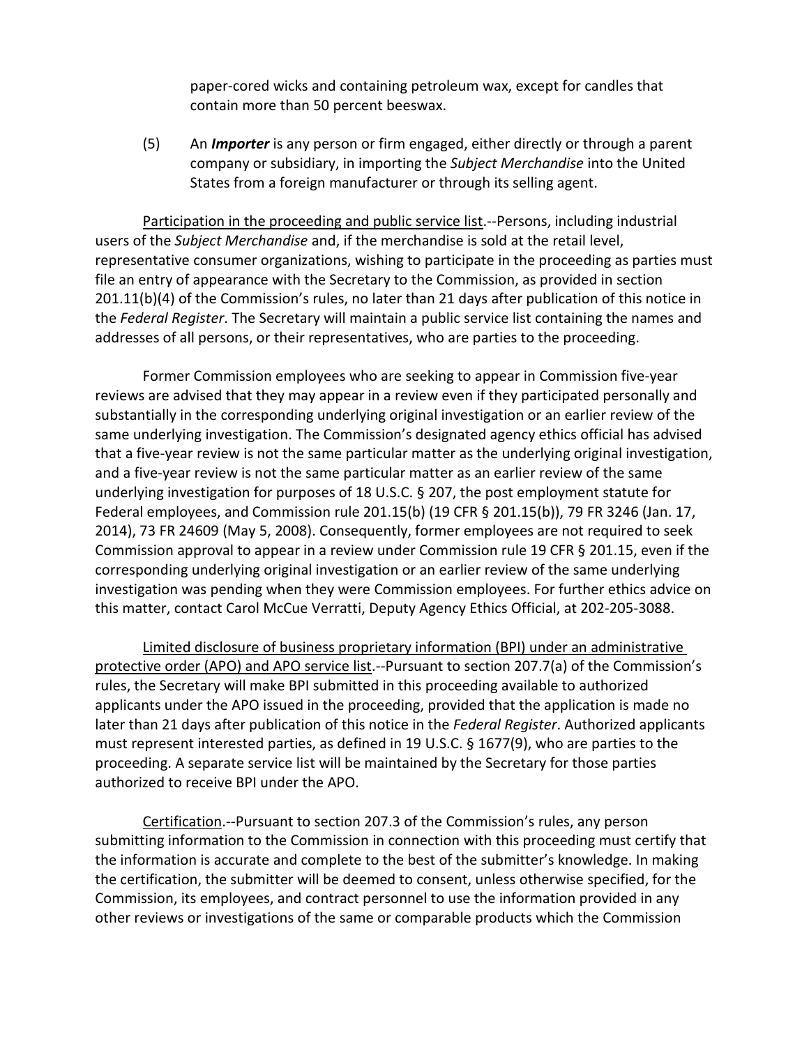paper-cored wicks and containing petroleum wax, except for candles that contain more than 50 percent beeswax.

(5) An ***Importer*** is any person or firm engaged, either directly or through a parent company or subsidiary, in importing the *Subject Merchandise* into the United States from a foreign manufacturer or through its selling agent.

Participation in the proceeding and public service list.--Persons, including industrial users of the *Subject Merchandise* and, if the merchandise is sold at the retail level, representative consumer organizations, wishing to participate in the proceeding as parties must file an entry of appearance with the Secretary to the Commission, as provided in section 201.11(b)(4) of the Commission's rules, no later than 21 days after publication of this notice in the *Federal Register*. The Secretary will maintain a public service list containing the names and addresses of all persons, or their representatives, who are parties to the proceeding.

Former Commission employees who are seeking to appear in Commission five-year reviews are advised that they may appear in a review even if they participated personally and substantially in the corresponding underlying original investigation or an earlier review of the same underlying investigation. The Commission's designated agency ethics official has advised that a five-year review is not the same particular matter as the underlying original investigation, and a five-year review is not the same particular matter as an earlier review of the same underlying investigation for purposes of 18 U.S.C. § 207, the post employment statute for Federal employees, and Commission rule 201.15(b) (19 CFR § 201.15(b)), 79 FR 3246 (Jan. 17, 2014), 73 FR 24609 (May 5, 2008). Consequently, former employees are not required to seek Commission approval to appear in a review under Commission rule 19 CFR § 201.15, even if the corresponding underlying original investigation or an earlier review of the same underlying investigation was pending when they were Commission employees. For further ethics advice on this matter, contact Carol McCue Verratti, Deputy Agency Ethics Official, at 202-205-3088.

Limited disclosure of business proprietary information (BPI) under an administrative protective order (APO) and APO service list.--Pursuant to section 207.7(a) of the Commission's rules, the Secretary will make BPI submitted in this proceeding available to authorized applicants under the APO issued in the proceeding, provided that the application is made no later than 21 days after publication of this notice in the *Federal Register*. Authorized applicants must represent interested parties, as defined in 19 U.S.C. § 1677(9), who are parties to the proceeding. A separate service list will be maintained by the Secretary for those parties authorized to receive BPI under the APO.

Certification.--Pursuant to section 207.3 of the Commission's rules, any person submitting information to the Commission in connection with this proceeding must certify that the information is accurate and complete to the best of the submitter's knowledge. In making the certification, the submitter will be deemed to consent, unless otherwise specified, for the Commission, its employees, and contract personnel to use the information provided in any other reviews or investigations of the same or comparable products which the Commission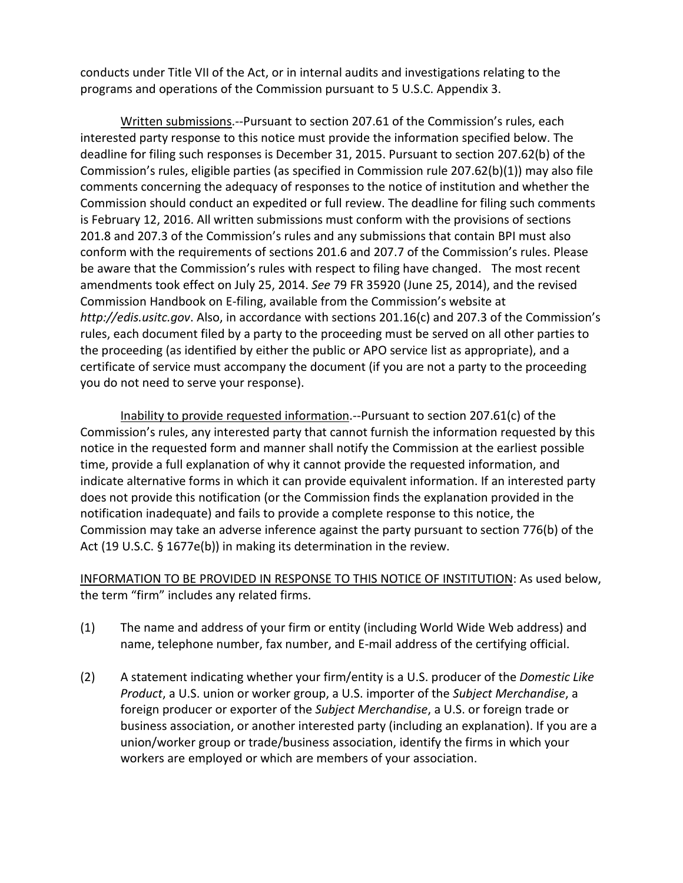conducts under Title VII of the Act, or in internal audits and investigations relating to the programs and operations of the Commission pursuant to 5 U.S.C. Appendix 3.

Written submissions.--Pursuant to section 207.61 of the Commission's rules, each interested party response to this notice must provide the information specified below. The deadline for filing such responses is December 31, 2015. Pursuant to section 207.62(b) of the Commission's rules, eligible parties (as specified in Commission rule 207.62(b)(1)) may also file comments concerning the adequacy of responses to the notice of institution and whether the Commission should conduct an expedited or full review. The deadline for filing such comments is February 12, 2016. All written submissions must conform with the provisions of sections 201.8 and 207.3 of the Commission's rules and any submissions that contain BPI must also conform with the requirements of sections 201.6 and 207.7 of the Commission's rules. Please be aware that the Commission's rules with respect to filing have changed. The most recent amendments took effect on July 25, 2014. *See* 79 FR 35920 (June 25, 2014), and the revised Commission Handbook on E-filing, available from the Commission's website at *http://edis.usitc.gov*. Also, in accordance with sections 201.16(c) and 207.3 of the Commission's rules, each document filed by a party to the proceeding must be served on all other parties to the proceeding (as identified by either the public or APO service list as appropriate), and a certificate of service must accompany the document (if you are not a party to the proceeding you do not need to serve your response).

Inability to provide requested information.--Pursuant to section 207.61(c) of the Commission's rules, any interested party that cannot furnish the information requested by this notice in the requested form and manner shall notify the Commission at the earliest possible time, provide a full explanation of why it cannot provide the requested information, and indicate alternative forms in which it can provide equivalent information. If an interested party does not provide this notification (or the Commission finds the explanation provided in the notification inadequate) and fails to provide a complete response to this notice, the Commission may take an adverse inference against the party pursuant to section 776(b) of the Act (19 U.S.C. § 1677e(b)) in making its determination in the review.

INFORMATION TO BE PROVIDED IN RESPONSE TO THIS NOTICE OF INSTITUTION: As used below, the term "firm" includes any related firms.

(1) The name and address of your firm or entity (including World Wide Web address) and name, telephone number, fax number, and E-mail address of the certifying official.

(2) A statement indicating whether your firm/entity is a U.S. producer of the *Domestic Like Product*, a U.S. union or worker group, a U.S. importer of the *Subject Merchandise*, a foreign producer or exporter of the *Subject Merchandise*, a U.S. or foreign trade or business association, or another interested party (including an explanation). If you are a union/worker group or trade/business association, identify the firms in which your workers are employed or which are members of your association.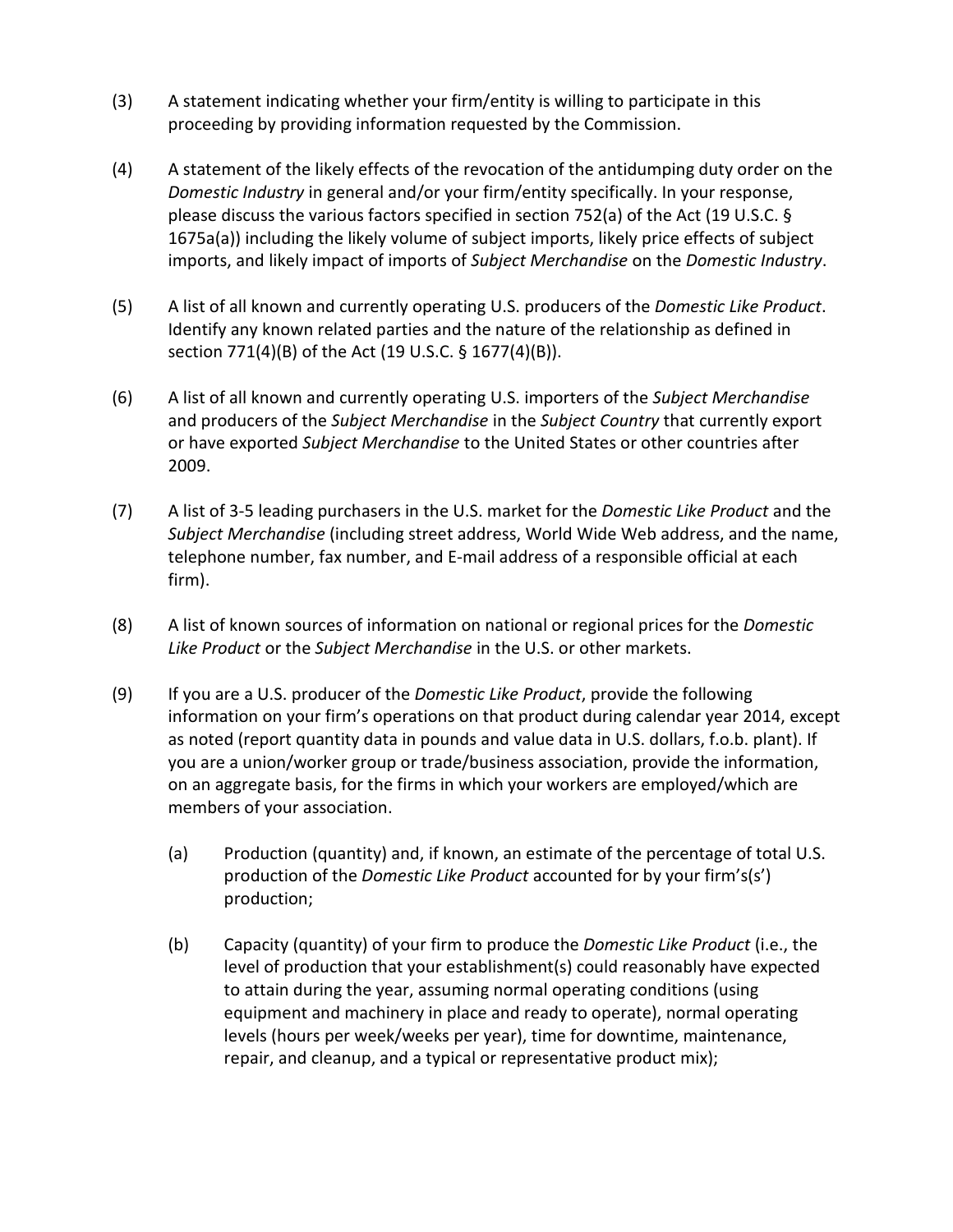(3) A statement indicating whether your firm/entity is willing to participate in this proceeding by providing information requested by the Commission.

(4) A statement of the likely effects of the revocation of the antidumping duty order on the *Domestic Industry* in general and/or your firm/entity specifically. In your response, please discuss the various factors specified in section 752(a) of the Act (19 U.S.C. § 1675a(a)) including the likely volume of subject imports, likely price effects of subject imports, and likely impact of imports of *Subject Merchandise* on the *Domestic Industry*.

(5) A list of all known and currently operating U.S. producers of the *Domestic Like Product*. Identify any known related parties and the nature of the relationship as defined in section 771(4)(B) of the Act (19 U.S.C. § 1677(4)(B)).

(6) A list of all known and currently operating U.S. importers of the *Subject Merchandise* and producers of the *Subject Merchandise* in the *Subject Country* that currently export or have exported *Subject Merchandise* to the United States or other countries after 2009.

(7) A list of 3-5 leading purchasers in the U.S. market for the *Domestic Like Product* and the *Subject Merchandise* (including street address, World Wide Web address, and the name, telephone number, fax number, and E-mail address of a responsible official at each firm).

(8) A list of known sources of information on national or regional prices for the *Domestic Like Product* or the *Subject Merchandise* in the U.S. or other markets.

(9) If you are a U.S. producer of the *Domestic Like Product*, provide the following information on your firm's operations on that product during calendar year 2014, except as noted (report quantity data in pounds and value data in U.S. dollars, f.o.b. plant). If you are a union/worker group or trade/business association, provide the information, on an aggregate basis, for the firms in which your workers are employed/which are members of your association.

   (a) Production (quantity) and, if known, an estimate of the percentage of total U.S. production of the *Domestic Like Product* accounted for by your firm's(s') production;

   (b) Capacity (quantity) of your firm to produce the *Domestic Like Product* (i.e., the level of production that your establishment(s) could reasonably have expected to attain during the year, assuming normal operating conditions (using equipment and machinery in place and ready to operate), normal operating levels (hours per week/weeks per year), time for downtime, maintenance, repair, and cleanup, and a typical or representative product mix);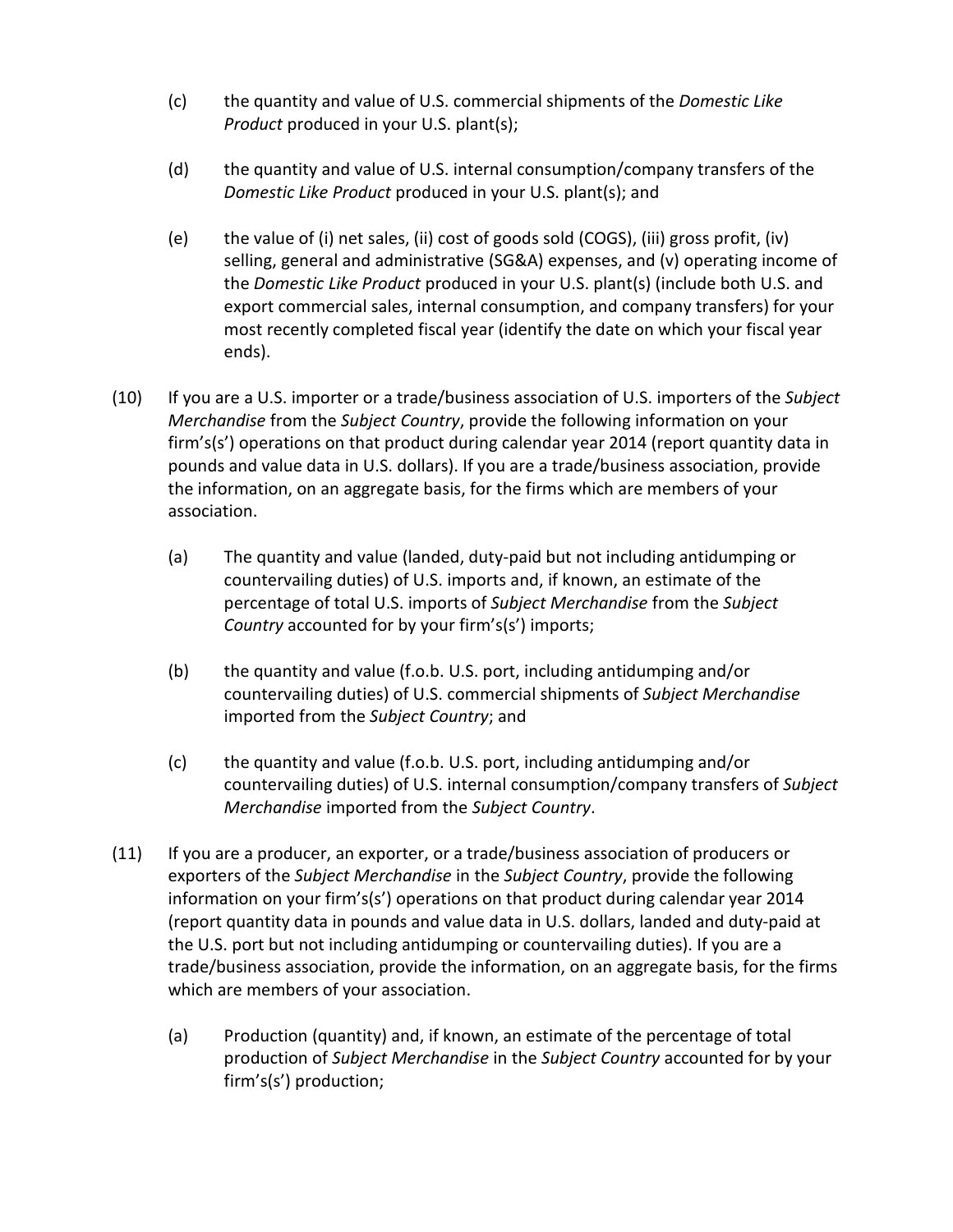(c) the quantity and value of U.S. commercial shipments of the *Domestic Like Product* produced in your U.S. plant(s);

(d) the quantity and value of U.S. internal consumption/company transfers of the *Domestic Like Product* produced in your U.S. plant(s); and

(e) the value of (i) net sales, (ii) cost of goods sold (COGS), (iii) gross profit, (iv) selling, general and administrative (SG&A) expenses, and (v) operating income of the *Domestic Like Product* produced in your U.S. plant(s) (include both U.S. and export commercial sales, internal consumption, and company transfers) for your most recently completed fiscal year (identify the date on which your fiscal year ends).

(10) If you are a U.S. importer or a trade/business association of U.S. importers of the *Subject Merchandise* from the *Subject Country*, provide the following information on your firm's(s') operations on that product during calendar year 2014 (report quantity data in pounds and value data in U.S. dollars). If you are a trade/business association, provide the information, on an aggregate basis, for the firms which are members of your association.

(a) The quantity and value (landed, duty-paid but not including antidumping or countervailing duties) of U.S. imports and, if known, an estimate of the percentage of total U.S. imports of *Subject Merchandise* from the *Subject Country* accounted for by your firm's(s') imports;

(b) the quantity and value (f.o.b. U.S. port, including antidumping and/or countervailing duties) of U.S. commercial shipments of *Subject Merchandise* imported from the *Subject Country*; and

(c) the quantity and value (f.o.b. U.S. port, including antidumping and/or countervailing duties) of U.S. internal consumption/company transfers of *Subject Merchandise* imported from the *Subject Country*.

(11) If you are a producer, an exporter, or a trade/business association of producers or exporters of the *Subject Merchandise* in the *Subject Country*, provide the following information on your firm's(s') operations on that product during calendar year 2014 (report quantity data in pounds and value data in U.S. dollars, landed and duty-paid at the U.S. port but not including antidumping or countervailing duties). If you are a trade/business association, provide the information, on an aggregate basis, for the firms which are members of your association.

(a) Production (quantity) and, if known, an estimate of the percentage of total production of *Subject Merchandise* in the *Subject Country* accounted for by your firm's(s') production;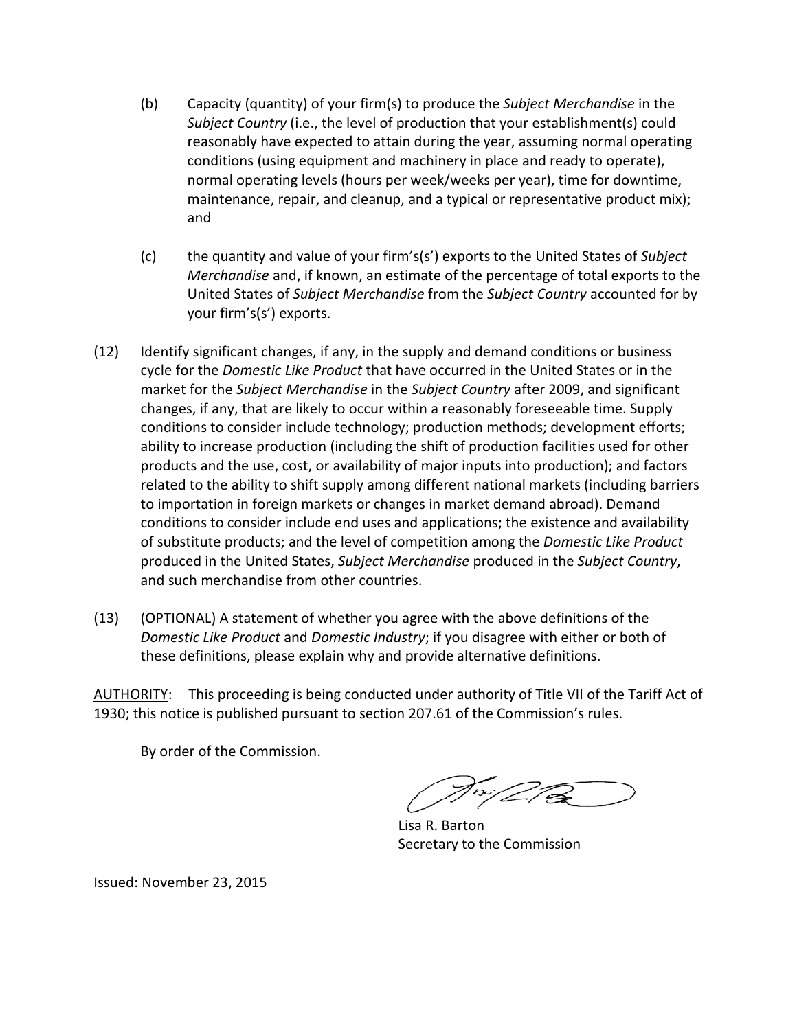(b) Capacity (quantity) of your firm(s) to produce the *Subject Merchandise* in the *Subject Country* (i.e., the level of production that your establishment(s) could reasonably have expected to attain during the year, assuming normal operating conditions (using equipment and machinery in place and ready to operate), normal operating levels (hours per week/weeks per year), time for downtime, maintenance, repair, and cleanup, and a typical or representative product mix); and

(c) the quantity and value of your firm's(s') exports to the United States of *Subject Merchandise* and, if known, an estimate of the percentage of total exports to the United States of *Subject Merchandise* from the *Subject Country* accounted for by your firm's(s') exports.

(12) Identify significant changes, if any, in the supply and demand conditions or business cycle for the *Domestic Like Product* that have occurred in the United States or in the market for the *Subject Merchandise* in the *Subject Country* after 2009, and significant changes, if any, that are likely to occur within a reasonably foreseeable time. Supply conditions to consider include technology; production methods; development efforts; ability to increase production (including the shift of production facilities used for other products and the use, cost, or availability of major inputs into production); and factors related to the ability to shift supply among different national markets (including barriers to importation in foreign markets or changes in market demand abroad). Demand conditions to consider include end uses and applications; the existence and availability of substitute products; and the level of competition among the *Domestic Like Product* produced in the United States, *Subject Merchandise* produced in the *Subject Country*, and such merchandise from other countries.

(13) (OPTIONAL) A statement of whether you agree with the above definitions of the *Domestic Like Product* and *Domestic Industry*; if you disagree with either or both of these definitions, please explain why and provide alternative definitions.

AUTHORITY: This proceeding is being conducted under authority of Title VII of the Tariff Act of 1930; this notice is published pursuant to section 207.61 of the Commission's rules.

By order of the Commission.

Lisa R. Barton
Secretary to the Commission

Issued: November 23, 2015